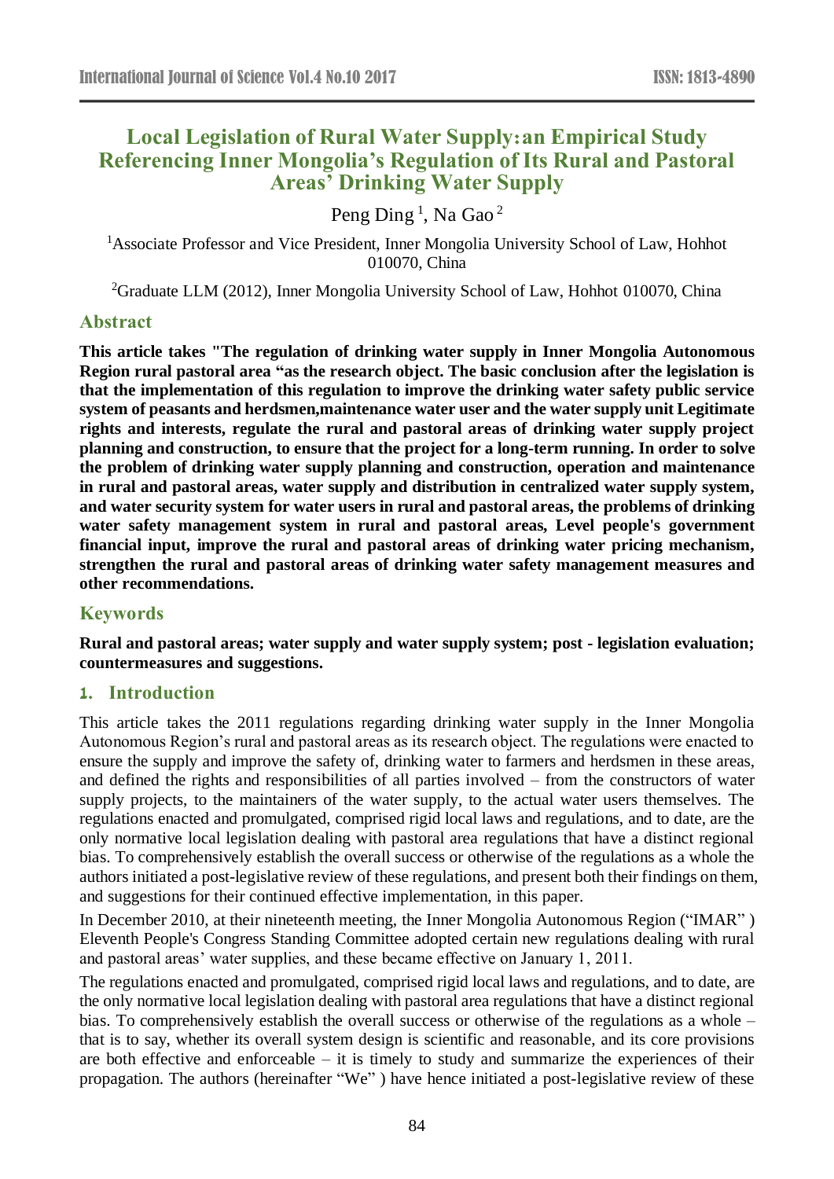# Local Legislation of Rural Water Supply: an Empirical Study Referencing Inner Mongolia's Regulation of Its Rural and Pastoral Areas' Drinking Water Supply

Peng Ding [1], Na Gao [2]

[1]Associate Professor and Vice President, Inner Mongolia University School of Law, Hohhot 010070, China

[2]Graduate LLM (2012), Inner Mongolia University School of Law, Hohhot 010070, China

## Abstract

**This article takes "The regulation of drinking water supply in Inner Mongolia Autonomous Region rural pastoral area "as the research object. The basic conclusion after the legislation is that the implementation of this regulation to improve the drinking water safety public service system of peasants and herdsmen,maintenance water user and the water supply unit Legitimate rights and interests, regulate the rural and pastoral areas of drinking water supply project planning and construction, to ensure that the project for a long-term running. In order to solve the problem of drinking water supply planning and construction, operation and maintenance in rural and pastoral areas, water supply and distribution in centralized water supply system, and water security system for water users in rural and pastoral areas, the problems of drinking water safety management system in rural and pastoral areas, Level people's government financial input, improve the rural and pastoral areas of drinking water pricing mechanism, strengthen the rural and pastoral areas of drinking water safety management measures and other recommendations.**

## Keywords

**Rural and pastoral areas; water supply and water supply system; post - legislation evaluation; countermeasures and suggestions.**

## 1. Introduction

This article takes the 2011 regulations regarding drinking water supply in the Inner Mongolia Autonomous Region's rural and pastoral areas as its research object. The regulations were enacted to ensure the supply and improve the safety of, drinking water to farmers and herdsmen in these areas, and defined the rights and responsibilities of all parties involved – from the constructors of water supply projects, to the maintainers of the water supply, to the actual water users themselves. The regulations enacted and promulgated, comprised rigid local laws and regulations, and to date, are the only normative local legislation dealing with pastoral area regulations that have a distinct regional bias. To comprehensively establish the overall success or otherwise of the regulations as a whole the authors initiated a post-legislative review of these regulations, and present both their findings on them, and suggestions for their continued effective implementation, in this paper.

In December 2010, at their nineteenth meeting, the Inner Mongolia Autonomous Region ("IMAR" ) Eleventh People's Congress Standing Committee adopted certain new regulations dealing with rural and pastoral areas' water supplies, and these became effective on January 1, 2011.

The regulations enacted and promulgated, comprised rigid local laws and regulations, and to date, are the only normative local legislation dealing with pastoral area regulations that have a distinct regional bias. To comprehensively establish the overall success or otherwise of the regulations as a whole – that is to say, whether its overall system design is scientific and reasonable, and its core provisions are both effective and enforceable – it is timely to study and summarize the experiences of their propagation. The authors (hereinafter "We" ) have hence initiated a post-legislative review of these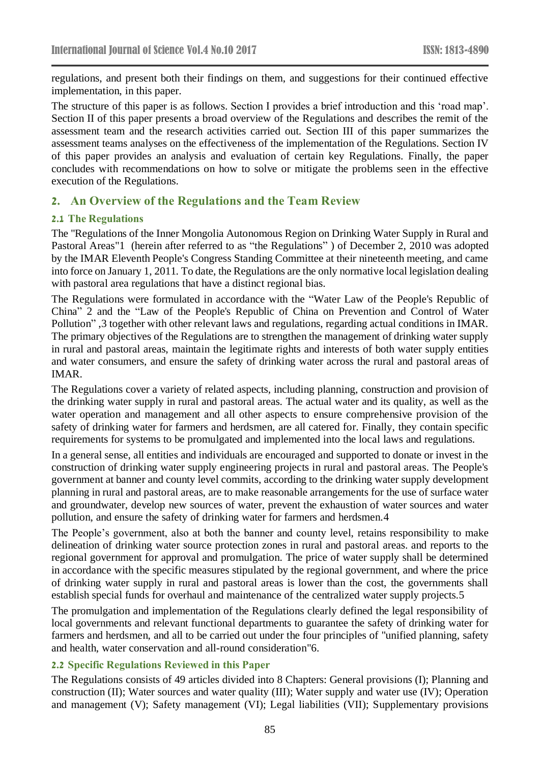regulations, and present both their findings on them, and suggestions for their continued effective implementation, in this paper.

The structure of this paper is as follows. Section I provides a brief introduction and this 'road map'. Section II of this paper presents a broad overview of the Regulations and describes the remit of the assessment team and the research activities carried out. Section III of this paper summarizes the assessment teams analyses on the effectiveness of the implementation of the Regulations. Section IV of this paper provides an analysis and evaluation of certain key Regulations. Finally, the paper concludes with recommendations on how to solve or mitigate the problems seen in the effective execution of the Regulations.

## 2. An Overview of the Regulations and the Team Review

### 2.1 The Regulations

The "Regulations of the Inner Mongolia Autonomous Region on Drinking Water Supply in Rural and Pastoral Areas"1 (herein after referred to as "the Regulations" ) of December 2, 2010 was adopted by the IMAR Eleventh People's Congress Standing Committee at their nineteenth meeting, and came into force on January 1, 2011. To date, the Regulations are the only normative local legislation dealing with pastoral area regulations that have a distinct regional bias.

The Regulations were formulated in accordance with the "Water Law of the People's Republic of China" 2 and the "Law of the People's Republic of China on Prevention and Control of Water Pollution" ,3 together with other relevant laws and regulations, regarding actual conditions in IMAR. The primary objectives of the Regulations are to strengthen the management of drinking water supply in rural and pastoral areas, maintain the legitimate rights and interests of both water supply entities and water consumers, and ensure the safety of drinking water across the rural and pastoral areas of IMAR.

The Regulations cover a variety of related aspects, including planning, construction and provision of the drinking water supply in rural and pastoral areas. The actual water and its quality, as well as the water operation and management and all other aspects to ensure comprehensive provision of the safety of drinking water for farmers and herdsmen, are all catered for. Finally, they contain specific requirements for systems to be promulgated and implemented into the local laws and regulations.

In a general sense, all entities and individuals are encouraged and supported to donate or invest in the construction of drinking water supply engineering projects in rural and pastoral areas. The People's government at banner and county level commits, according to the drinking water supply development planning in rural and pastoral areas, are to make reasonable arrangements for the use of surface water and groundwater, develop new sources of water, prevent the exhaustion of water sources and water pollution, and ensure the safety of drinking water for farmers and herdsmen.4

The People's government, also at both the banner and county level, retains responsibility to make delineation of drinking water source protection zones in rural and pastoral areas. and reports to the regional government for approval and promulgation. The price of water supply shall be determined in accordance with the specific measures stipulated by the regional government, and where the price of drinking water supply in rural and pastoral areas is lower than the cost, the governments shall establish special funds for overhaul and maintenance of the centralized water supply projects.5

The promulgation and implementation of the Regulations clearly defined the legal responsibility of local governments and relevant functional departments to guarantee the safety of drinking water for farmers and herdsmen, and all to be carried out under the four principles of "unified planning, safety and health, water conservation and all-round consideration"6.

### 2.2 Specific Regulations Reviewed in this Paper

The Regulations consists of 49 articles divided into 8 Chapters: General provisions (I); Planning and construction (II); Water sources and water quality (III); Water supply and water use (IV); Operation and management (V); Safety management (VI); Legal liabilities (VII); Supplementary provisions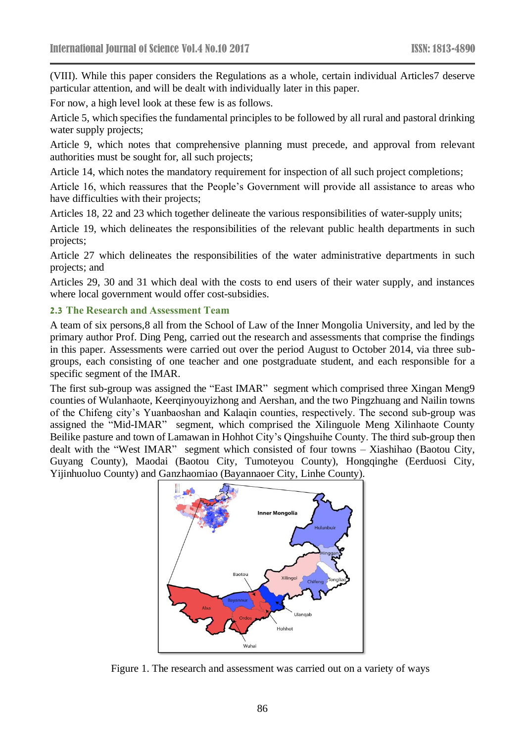(VIII). While this paper considers the Regulations as a whole, certain individual Articles7 deserve particular attention, and will be dealt with individually later in this paper.

For now, a high level look at these few is as follows.

Article 5, which specifies the fundamental principles to be followed by all rural and pastoral drinking water supply projects;

Article 9, which notes that comprehensive planning must precede, and approval from relevant authorities must be sought for, all such projects;

Article 14, which notes the mandatory requirement for inspection of all such project completions;

Article 16, which reassures that the People's Government will provide all assistance to areas who have difficulties with their projects;

Articles 18, 22 and 23 which together delineate the various responsibilities of water-supply units;

Article 19, which delineates the responsibilities of the relevant public health departments in such projects;

Article 27 which delineates the responsibilities of the water administrative departments in such projects; and

Articles 29, 30 and 31 which deal with the costs to end users of their water supply, and instances where local government would offer cost-subsidies.

### 2.3 The Research and Assessment Team

A team of six persons,8 all from the School of Law of the Inner Mongolia University, and led by the primary author Prof. Ding Peng, carried out the research and assessments that comprise the findings in this paper. Assessments were carried out over the period August to October 2014, via three sub-groups, each consisting of one teacher and one postgraduate student, and each responsible for a specific segment of the IMAR.

The first sub-group was assigned the "East IMAR" segment which comprised three Xingan Meng9 counties of Wulanhaote, Keerqinyouyizhong and Aershan, and the two Pingzhuang and Nailin towns of the Chifeng city's Yuanbaoshan and Kalaqin counties, respectively. The second sub-group was assigned the "Mid-IMAR" segment, which comprised the Xilinguole Meng Xilinhaote County Beilike pasture and town of Lamawan in Hohhot City's Qingshuihe County. The third sub-group then dealt with the "West IMAR" segment which consisted of four towns – Xiashihao (Baotou City, Guyang County), Maodai (Baotou City, Tumoteyou County), Hongqinghe (Eerduosi City, Yijinhuoluo County) and Ganzhaomiao (Bayannaoer City, Linhe County).

Figure 1. The research and assessment was carried out on a variety of ways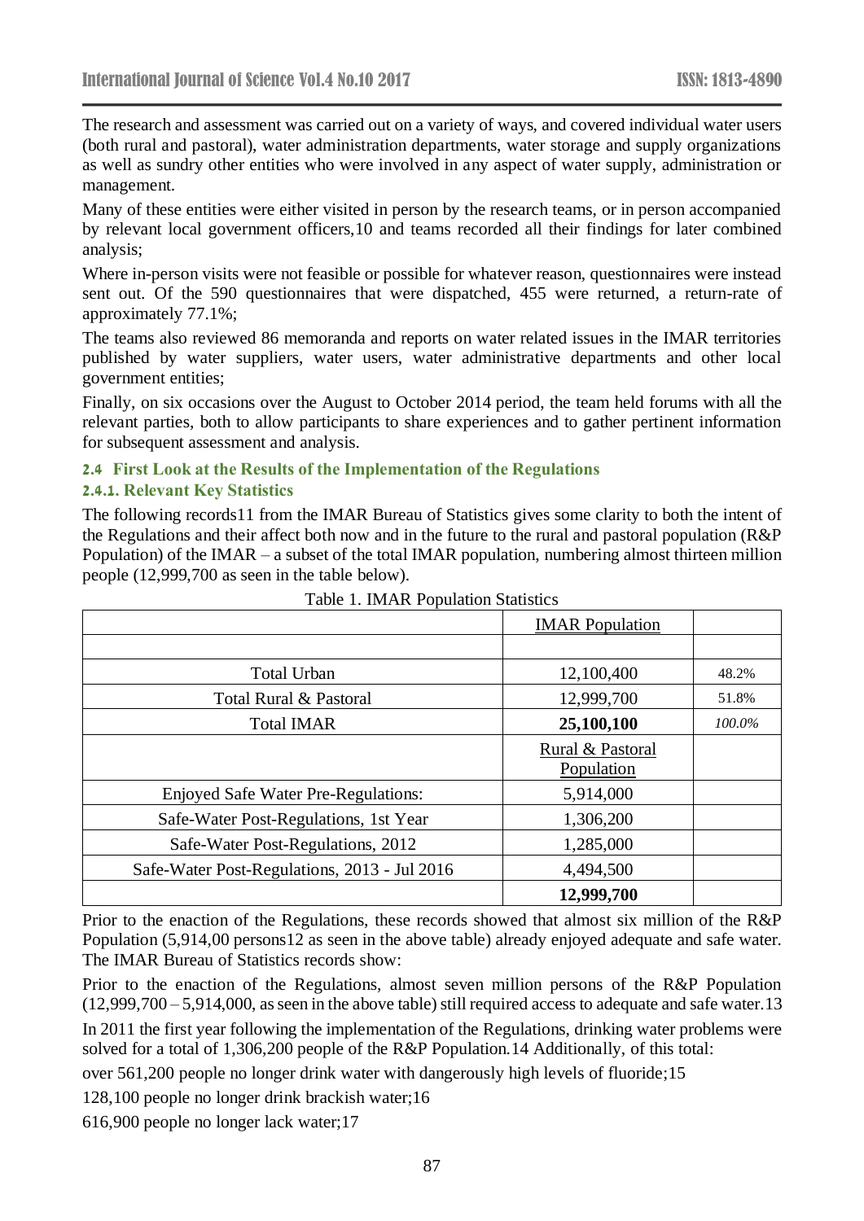The research and assessment was carried out on a variety of ways, and covered individual water users (both rural and pastoral), water administration departments, water storage and supply organizations as well as sundry other entities who were involved in any aspect of water supply, administration or management.

Many of these entities were either visited in person by the research teams, or in person accompanied by relevant local government officers,10 and teams recorded all their findings for later combined analysis;

Where in-person visits were not feasible or possible for whatever reason, questionnaires were instead sent out. Of the 590 questionnaires that were dispatched, 455 were returned, a return-rate of approximately 77.1%;

The teams also reviewed 86 memoranda and reports on water related issues in the IMAR territories published by water suppliers, water users, water administrative departments and other local government entities;

Finally, on six occasions over the August to October 2014 period, the team held forums with all the relevant parties, both to allow participants to share experiences and to gather pertinent information for subsequent assessment and analysis.

### 2.4 First Look at the Results of the Implementation of the Regulations

#### 2.4.1. Relevant Key Statistics

The following records11 from the IMAR Bureau of Statistics gives some clarity to both the intent of the Regulations and their affect both now and in the future to the rural and pastoral population (R&P Population) of the IMAR – a subset of the total IMAR population, numbering almost thirteen million people (12,999,700 as seen in the table below).

Table 1. IMAR Population Statistics

| | IMAR Population | |
|---|---|---|
| | | |
| Total Urban | 12,100,400 | 48.2% |
| Total Rural & Pastoral | 12,999,700 | 51.8% |
| Total IMAR | **25,100,100** | *100.0%* |
| | Rural & Pastoral Population | |
| Enjoyed Safe Water Pre-Regulations: | 5,914,000 | |
| Safe-Water Post-Regulations, 1st Year | 1,306,200 | |
| Safe-Water Post-Regulations, 2012 | 1,285,000 | |
| Safe-Water Post-Regulations, 2013 - Jul 2016 | 4,494,500 | |
| | **12,999,700** | |

Prior to the enaction of the Regulations, these records showed that almost six million of the R&P Population (5,914,00 persons12 as seen in the above table) already enjoyed adequate and safe water. The IMAR Bureau of Statistics records show:

Prior to the enaction of the Regulations, almost seven million persons of the R&P Population (12,999,700 – 5,914,000, as seen in the above table) still required access to adequate and safe water.13

In 2011 the first year following the implementation of the Regulations, drinking water problems were solved for a total of 1,306,200 people of the R&P Population.14 Additionally, of this total:

over 561,200 people no longer drink water with dangerously high levels of fluoride;15

128,100 people no longer drink brackish water;16

616,900 people no longer lack water;17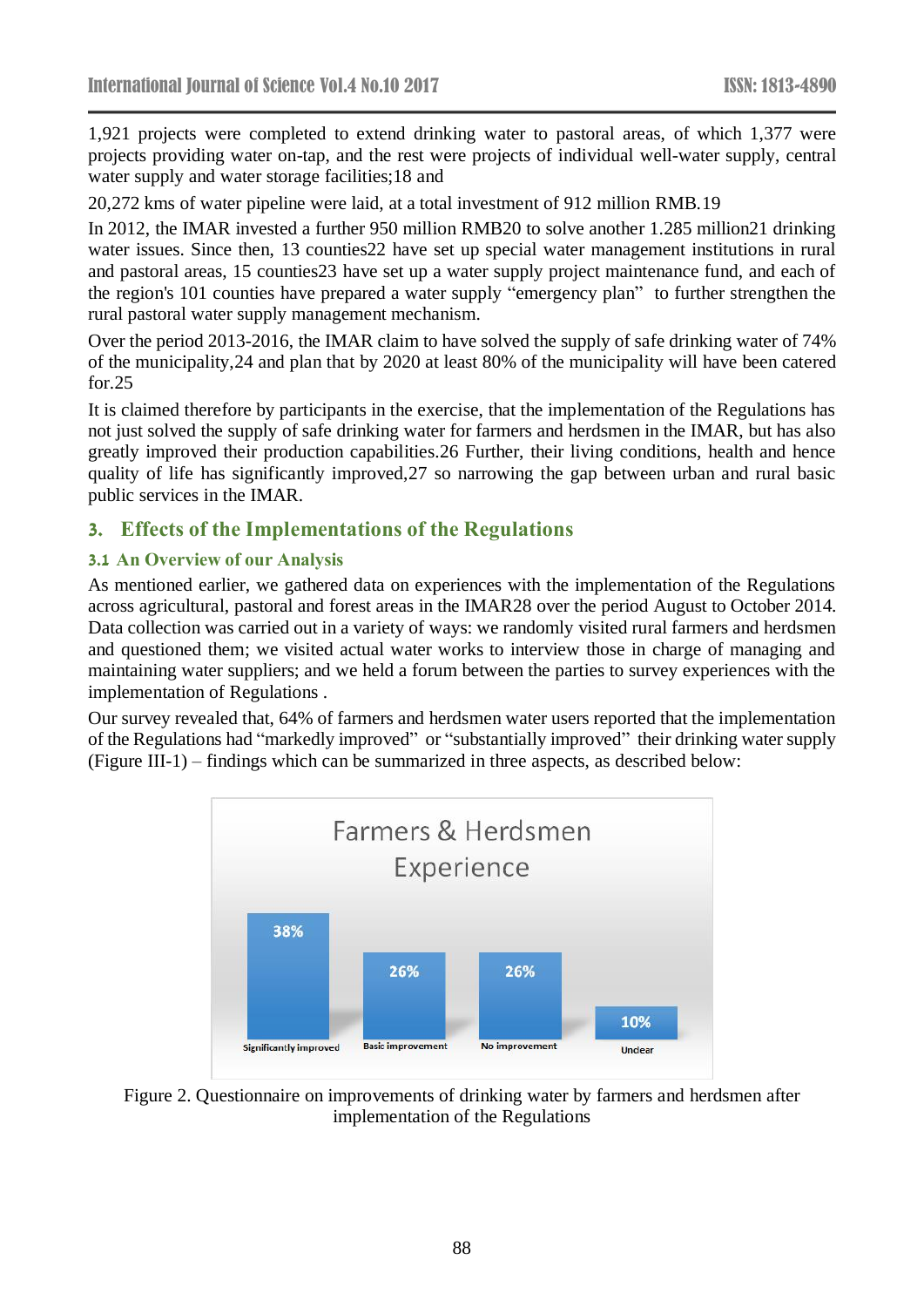1,921 projects were completed to extend drinking water to pastoral areas, of which 1,377 were projects providing water on-tap, and the rest were projects of individual well-water supply, central water supply and water storage facilities;18 and

20,272 kms of water pipeline were laid, at a total investment of 912 million RMB.19

In 2012, the IMAR invested a further 950 million RMB20 to solve another 1.285 million21 drinking water issues. Since then, 13 counties22 have set up special water management institutions in rural and pastoral areas, 15 counties23 have set up a water supply project maintenance fund, and each of the region's 101 counties have prepared a water supply "emergency plan" to further strengthen the rural pastoral water supply management mechanism.

Over the period 2013-2016, the IMAR claim to have solved the supply of safe drinking water of 74% of the municipality,24 and plan that by 2020 at least 80% of the municipality will have been catered for.25

It is claimed therefore by participants in the exercise, that the implementation of the Regulations has not just solved the supply of safe drinking water for farmers and herdsmen in the IMAR, but has also greatly improved their production capabilities.26 Further, their living conditions, health and hence quality of life has significantly improved,27 so narrowing the gap between urban and rural basic public services in the IMAR.

## 3. Effects of the Implementations of the Regulations

### 3.1 An Overview of our Analysis

As mentioned earlier, we gathered data on experiences with the implementation of the Regulations across agricultural, pastoral and forest areas in the IMAR28 over the period August to October 2014. Data collection was carried out in a variety of ways: we randomly visited rural farmers and herdsmen and questioned them; we visited actual water works to interview those in charge of managing and maintaining water suppliers; and we held a forum between the parties to survey experiences with the implementation of Regulations .

Our survey revealed that, 64% of farmers and herdsmen water users reported that the implementation of the Regulations had "markedly improved" or "substantially improved" their drinking water supply (Figure III-1) – findings which can be summarized in three aspects, as described below:

Farmers & Herdsmen Experience

| Significantly improved | Basic improvement | No improvement | Unclear |
|---|---|---|---|
| 38% | 26% | 26% | 10% |

Figure 2. Questionnaire on improvements of drinking water by farmers and herdsmen after implementation of the Regulations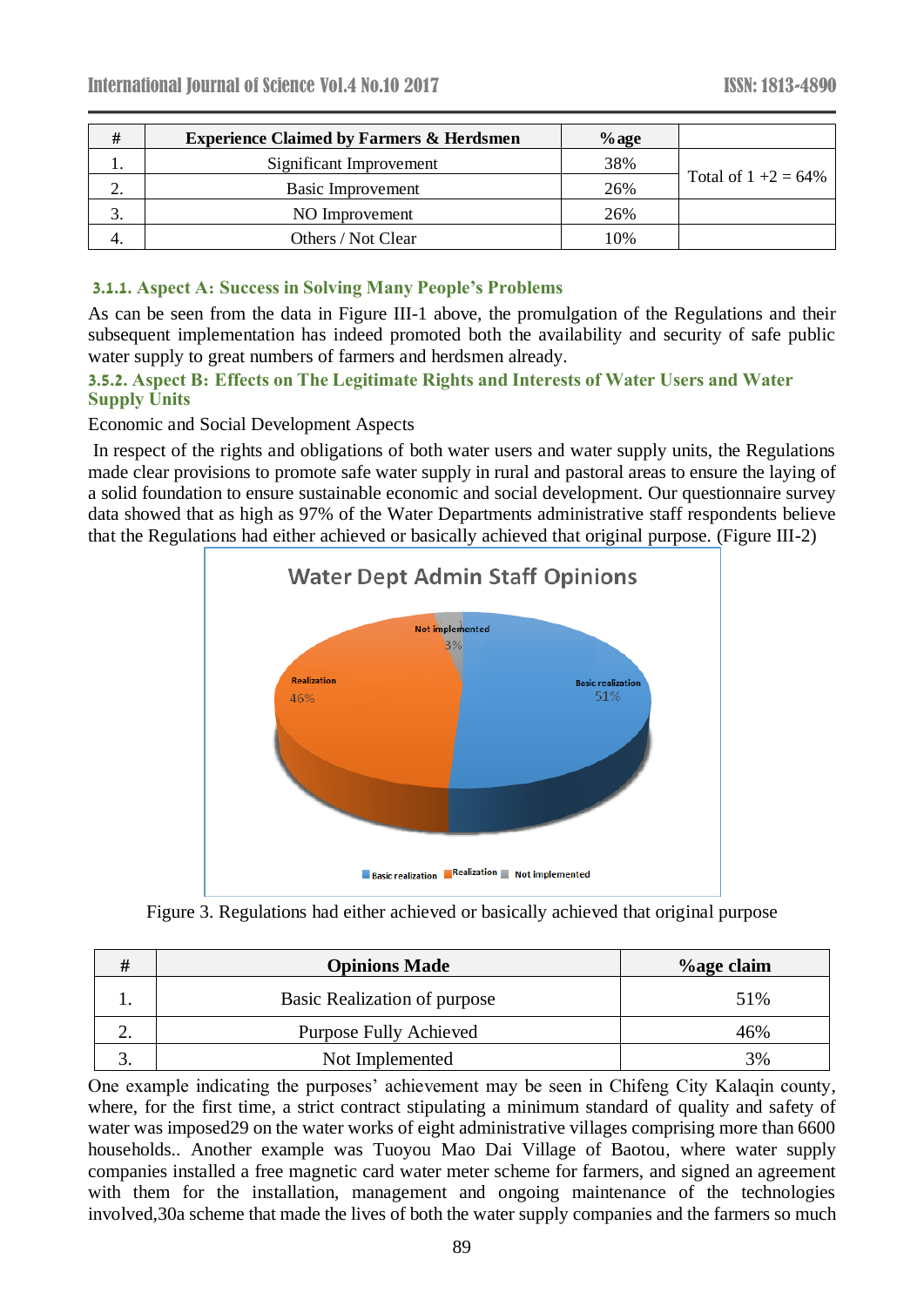| # | Experience Claimed by Farmers & Herdsmen | %age | |
|---|---|---|---|
| 1. | Significant Improvement | 38% | Total of 1 +2 = 64% |
| 2. | Basic Improvement | 26% | |
| 3. | NO Improvement | 26% | |
| 4. | Others / Not Clear | 10% | |

### 3.1.1. Aspect A: Success in Solving Many People's Problems

As can be seen from the data in Figure III-1 above, the promulgation of the Regulations and their subsequent implementation has indeed promoted both the availability and security of safe public water supply to great numbers of farmers and herdsmen already.

### 3.5.2. Aspect B: Effects on The Legitimate Rights and Interests of Water Users and Water Supply Units

Economic and Social Development Aspects

In respect of the rights and obligations of both water users and water supply units, the Regulations made clear provisions to promote safe water supply in rural and pastoral areas to ensure the laying of a solid foundation to ensure sustainable economic and social development. Our questionnaire survey data showed that as high as 97% of the Water Departments administrative staff respondents believe that the Regulations had either achieved or basically achieved that original purpose. (Figure III-2)

Water Dept Admin Staff Opinions

Not implemented 3%

Realization 46%

Basic realization 51%

Basic realization, Realization, Not implemented

Figure 3. Regulations had either achieved or basically achieved that original purpose

| # | Opinions Made | %age claim |
|---|---|---|
| 1. | Basic Realization of purpose | 51% |
| 2. | Purpose Fully Achieved | 46% |
| 3. | Not Implemented | 3% |

One example indicating the purposes' achievement may be seen in Chifeng City Kalaqin county, where, for the first time, a strict contract stipulating a minimum standard of quality and safety of water was imposed29 on the water works of eight administrative villages comprising more than 6600 households.. Another example was Tuoyou Mao Dai Village of Baotou, where water supply companies installed a free magnetic card water meter scheme for farmers, and signed an agreement with them for the installation, management and ongoing maintenance of the technologies involved,30a scheme that made the lives of both the water supply companies and the farmers so much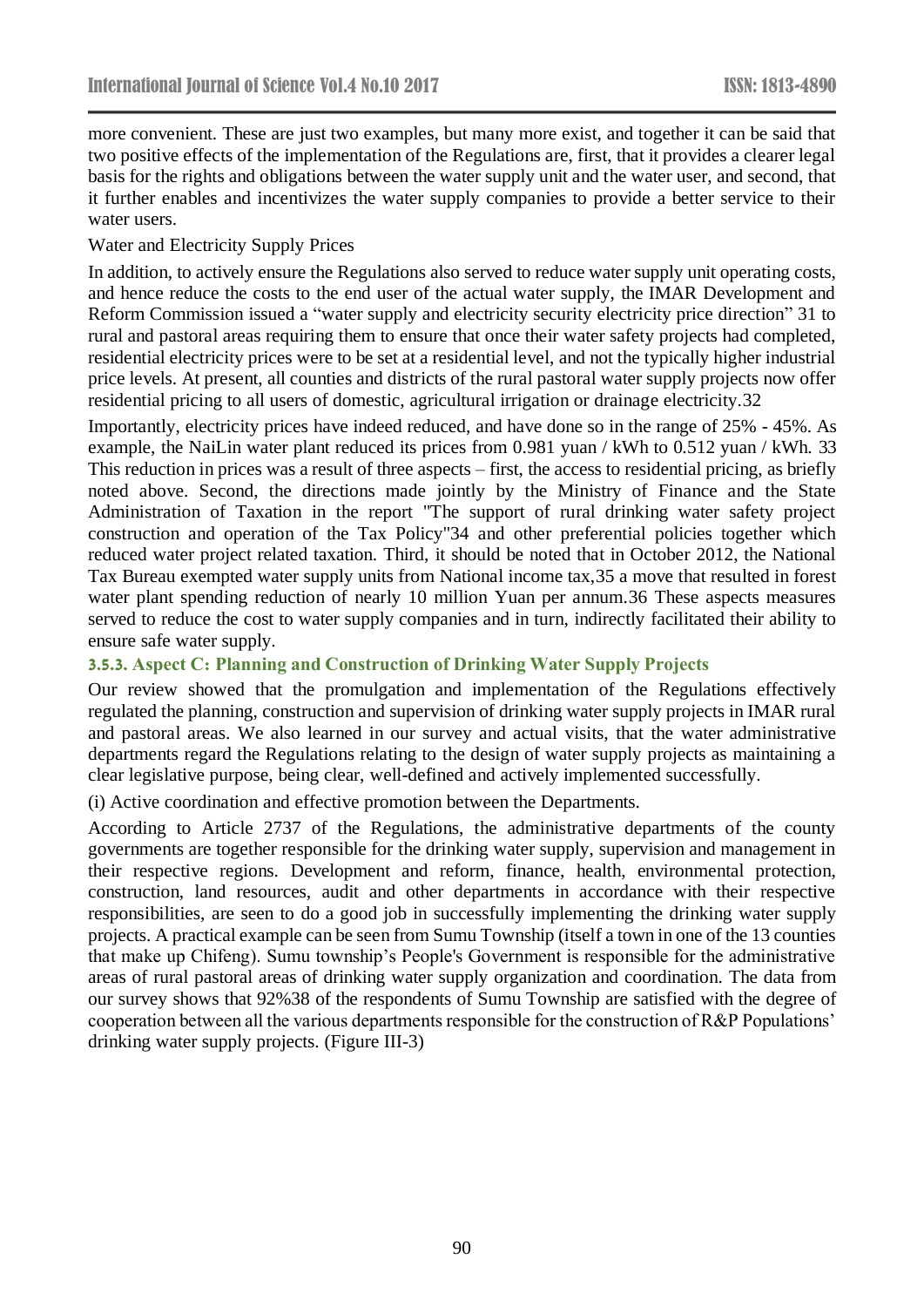more convenient. These are just two examples, but many more exist, and together it can be said that two positive effects of the implementation of the Regulations are, first, that it provides a clearer legal basis for the rights and obligations between the water supply unit and the water user, and second, that it further enables and incentivizes the water supply companies to provide a better service to their water users.

Water and Electricity Supply Prices

In addition, to actively ensure the Regulations also served to reduce water supply unit operating costs, and hence reduce the costs to the end user of the actual water supply, the IMAR Development and Reform Commission issued a "water supply and electricity security electricity price direction" 31 to rural and pastoral areas requiring them to ensure that once their water safety projects had completed, residential electricity prices were to be set at a residential level, and not the typically higher industrial price levels. At present, all counties and districts of the rural pastoral water supply projects now offer residential pricing to all users of domestic, agricultural irrigation or drainage electricity.32

Importantly, electricity prices have indeed reduced, and have done so in the range of 25% - 45%. As example, the NaiLin water plant reduced its prices from 0.981 yuan / kWh to 0.512 yuan / kWh. 33 This reduction in prices was a result of three aspects – first, the access to residential pricing, as briefly noted above. Second, the directions made jointly by the Ministry of Finance and the State Administration of Taxation in the report "The support of rural drinking water safety project construction and operation of the Tax Policy"34 and other preferential policies together which reduced water project related taxation. Third, it should be noted that in October 2012, the National Tax Bureau exempted water supply units from National income tax,35 a move that resulted in forest water plant spending reduction of nearly 10 million Yuan per annum.36 These aspects measures served to reduce the cost to water supply companies and in turn, indirectly facilitated their ability to ensure safe water supply.

### 3.5.3. Aspect C: Planning and Construction of Drinking Water Supply Projects

Our review showed that the promulgation and implementation of the Regulations effectively regulated the planning, construction and supervision of drinking water supply projects in IMAR rural and pastoral areas. We also learned in our survey and actual visits, that the water administrative departments regard the Regulations relating to the design of water supply projects as maintaining a clear legislative purpose, being clear, well-defined and actively implemented successfully.

(i) Active coordination and effective promotion between the Departments.

According to Article 2737 of the Regulations, the administrative departments of the county governments are together responsible for the drinking water supply, supervision and management in their respective regions. Development and reform, finance, health, environmental protection, construction, land resources, audit and other departments in accordance with their respective responsibilities, are seen to do a good job in successfully implementing the drinking water supply projects. A practical example can be seen from Sumu Township (itself a town in one of the 13 counties that make up Chifeng). Sumu township's People's Government is responsible for the administrative areas of rural pastoral areas of drinking water supply organization and coordination. The data from our survey shows that 92%38 of the respondents of Sumu Township are satisfied with the degree of cooperation between all the various departments responsible for the construction of R&P Populations' drinking water supply projects. (Figure III-3)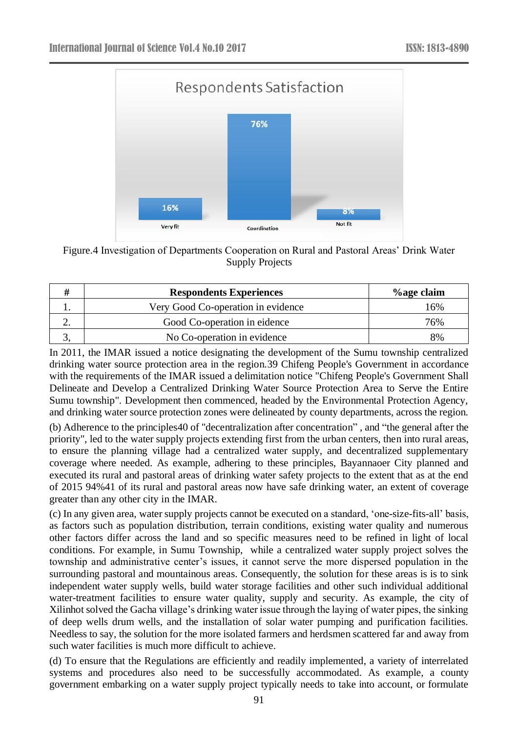Figure.4 Investigation of Departments Cooperation on Rural and Pastoral Areas' Drink Water Supply Projects

| # | Respondents Experiences | %age claim |
| --- | --- | --- |
| 1. | Very Good Co-operation in evidence | 16% |
| 2. | Good Co-operation in eidence | 76% |
| 3, | No Co-operation in evidence | 8% |

In 2011, the IMAR issued a notice designating the development of the Sumu township centralized drinking water source protection area in the region.39 Chifeng People's Government in accordance with the requirements of the IMAR issued a delimitation notice "Chifeng People's Government Shall Delineate and Develop a Centralized Drinking Water Source Protection Area to Serve the Entire Sumu township". Development then commenced, headed by the Environmental Protection Agency, and drinking water source protection zones were delineated by county departments, across the region.

(b) Adherence to the principles40 of "decentralization after concentration" , and "the general after the priority", led to the water supply projects extending first from the urban centers, then into rural areas, to ensure the planning village had a centralized water supply, and decentralized supplementary coverage where needed. As example, adhering to these principles, Bayannaoer City planned and executed its rural and pastoral areas of drinking water safety projects to the extent that as at the end of 2015 94%41 of its rural and pastoral areas now have safe drinking water, an extent of coverage greater than any other city in the IMAR.

(c) In any given area, water supply projects cannot be executed on a standard, 'one-size-fits-all' basis, as factors such as population distribution, terrain conditions, existing water quality and numerous other factors differ across the land and so specific measures need to be refined in light of local conditions. For example, in Sumu Township, while a centralized water supply project solves the township and administrative center's issues, it cannot serve the more dispersed population in the surrounding pastoral and mountainous areas. Consequently, the solution for these areas is is to sink independent water supply wells, build water storage facilities and other such individual additional water-treatment facilities to ensure water quality, supply and security. As example, the city of Xilinhot solved the Gacha village's drinking water issue through the laying of water pipes, the sinking of deep wells drum wells, and the installation of solar water pumping and purification facilities. Needless to say, the solution for the more isolated farmers and herdsmen scattered far and away from such water facilities is much more difficult to achieve.

(d) To ensure that the Regulations are efficiently and readily implemented, a variety of interrelated systems and procedures also need to be successfully accommodated. As example, a county government embarking on a water supply project typically needs to take into account, or formulate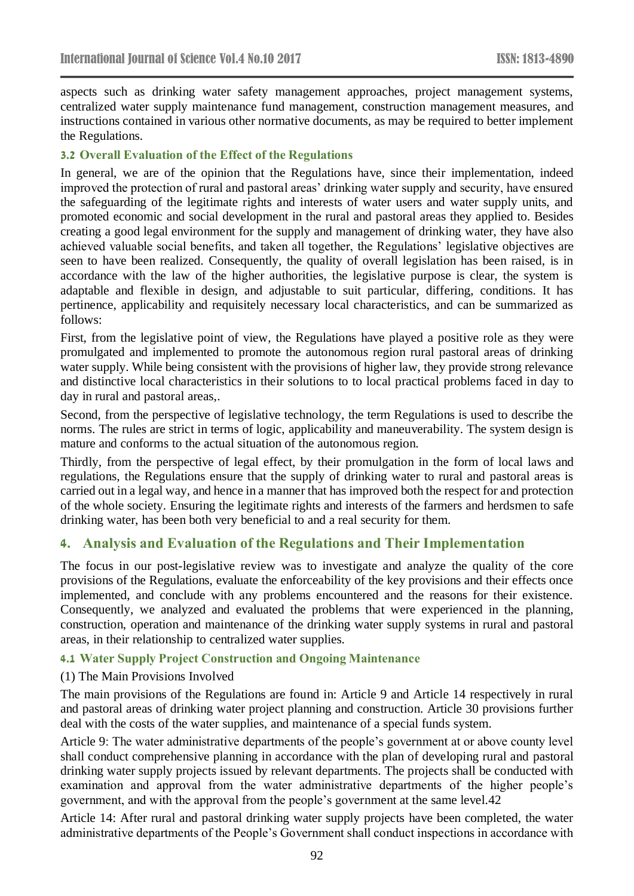aspects such as drinking water safety management approaches, project management systems, centralized water supply maintenance fund management, construction management measures, and instructions contained in various other normative documents, as may be required to better implement the Regulations.

### 3.2 Overall Evaluation of the Effect of the Regulations

In general, we are of the opinion that the Regulations have, since their implementation, indeed improved the protection of rural and pastoral areas' drinking water supply and security, have ensured the safeguarding of the legitimate rights and interests of water users and water supply units, and promoted economic and social development in the rural and pastoral areas they applied to. Besides creating a good legal environment for the supply and management of drinking water, they have also achieved valuable social benefits, and taken all together, the Regulations' legislative objectives are seen to have been realized. Consequently, the quality of overall legislation has been raised, is in accordance with the law of the higher authorities, the legislative purpose is clear, the system is adaptable and flexible in design, and adjustable to suit particular, differing, conditions. It has pertinence, applicability and requisitely necessary local characteristics, and can be summarized as follows:

First, from the legislative point of view, the Regulations have played a positive role as they were promulgated and implemented to promote the autonomous region rural pastoral areas of drinking water supply. While being consistent with the provisions of higher law, they provide strong relevance and distinctive local characteristics in their solutions to to local practical problems faced in day to day in rural and pastoral areas,.

Second, from the perspective of legislative technology, the term Regulations is used to describe the norms. The rules are strict in terms of logic, applicability and maneuverability. The system design is mature and conforms to the actual situation of the autonomous region.

Thirdly, from the perspective of legal effect, by their promulgation in the form of local laws and regulations, the Regulations ensure that the supply of drinking water to rural and pastoral areas is carried out in a legal way, and hence in a manner that has improved both the respect for and protection of the whole society. Ensuring the legitimate rights and interests of the farmers and herdsmen to safe drinking water, has been both very beneficial to and a real security for them.

## 4. Analysis and Evaluation of the Regulations and Their Implementation

The focus in our post-legislative review was to investigate and analyze the quality of the core provisions of the Regulations, evaluate the enforceability of the key provisions and their effects once implemented, and conclude with any problems encountered and the reasons for their existence. Consequently, we analyzed and evaluated the problems that were experienced in the planning, construction, operation and maintenance of the drinking water supply systems in rural and pastoral areas, in their relationship to centralized water supplies.

### 4.1 Water Supply Project Construction and Ongoing Maintenance

(1) The Main Provisions Involved

The main provisions of the Regulations are found in: Article 9 and Article 14 respectively in rural and pastoral areas of drinking water project planning and construction. Article 30 provisions further deal with the costs of the water supplies, and maintenance of a special funds system.

Article 9: The water administrative departments of the people's government at or above county level shall conduct comprehensive planning in accordance with the plan of developing rural and pastoral drinking water supply projects issued by relevant departments. The projects shall be conducted with examination and approval from the water administrative departments of the higher people's government, and with the approval from the people's government at the same level.42

Article 14: After rural and pastoral drinking water supply projects have been completed, the water administrative departments of the People's Government shall conduct inspections in accordance with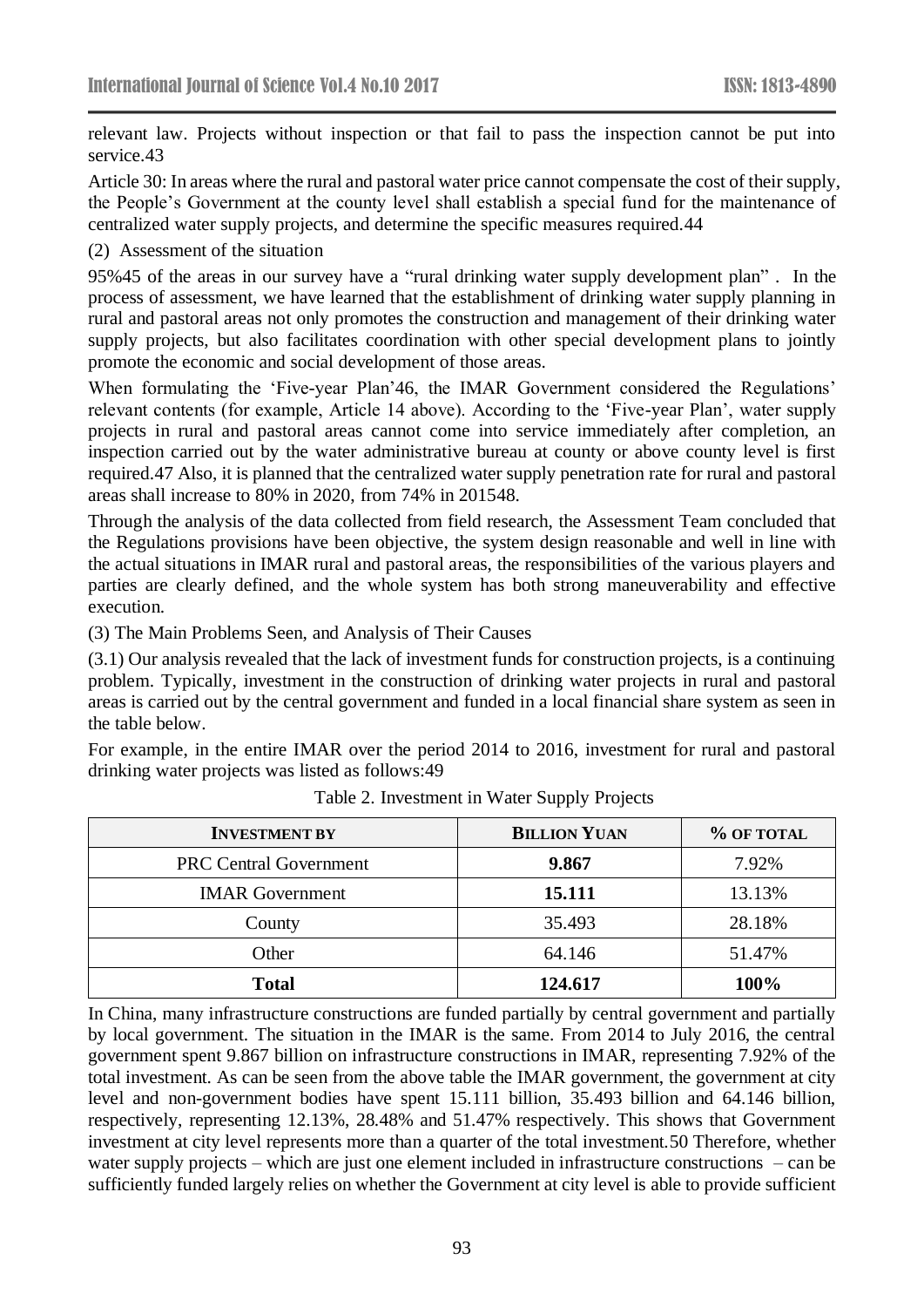relevant law. Projects without inspection or that fail to pass the inspection cannot be put into service.43

Article 30: In areas where the rural and pastoral water price cannot compensate the cost of their supply, the People's Government at the county level shall establish a special fund for the maintenance of centralized water supply projects, and determine the specific measures required.44

(2) Assessment of the situation

95%45 of the areas in our survey have a "rural drinking water supply development plan" . In the process of assessment, we have learned that the establishment of drinking water supply planning in rural and pastoral areas not only promotes the construction and management of their drinking water supply projects, but also facilitates coordination with other special development plans to jointly promote the economic and social development of those areas.

When formulating the 'Five-year Plan'46, the IMAR Government considered the Regulations' relevant contents (for example, Article 14 above). According to the 'Five-year Plan', water supply projects in rural and pastoral areas cannot come into service immediately after completion, an inspection carried out by the water administrative bureau at county or above county level is first required.47 Also, it is planned that the centralized water supply penetration rate for rural and pastoral areas shall increase to 80% in 2020, from 74% in 201548.

Through the analysis of the data collected from field research, the Assessment Team concluded that the Regulations provisions have been objective, the system design reasonable and well in line with the actual situations in IMAR rural and pastoral areas, the responsibilities of the various players and parties are clearly defined, and the whole system has both strong maneuverability and effective execution.

(3) The Main Problems Seen, and Analysis of Their Causes

(3.1) Our analysis revealed that the lack of investment funds for construction projects, is a continuing problem. Typically, investment in the construction of drinking water projects in rural and pastoral areas is carried out by the central government and funded in a local financial share system as seen in the table below.

For example, in the entire IMAR over the period 2014 to 2016, investment for rural and pastoral drinking water projects was listed as follows:49

Table 2. Investment in Water Supply Projects

| INVESTMENT BY | BILLION YUAN | % OF TOTAL |
|---|---|---|
| PRC Central Government | **9.867** | 7.92% |
| IMAR Government | **15.111** | 13.13% |
| County | 35.493 | 28.18% |
| Other | 64.146 | 51.47% |
| **Total** | **124.617** | **100%** |

In China, many infrastructure constructions are funded partially by central government and partially by local government. The situation in the IMAR is the same. From 2014 to July 2016, the central government spent 9.867 billion on infrastructure constructions in IMAR, representing 7.92% of the total investment. As can be seen from the above table the IMAR government, the government at city level and non-government bodies have spent 15.111 billion, 35.493 billion and 64.146 billion, respectively, representing 12.13%, 28.48% and 51.47% respectively. This shows that Government investment at city level represents more than a quarter of the total investment.50 Therefore, whether water supply projects – which are just one element included in infrastructure constructions – can be sufficiently funded largely relies on whether the Government at city level is able to provide sufficient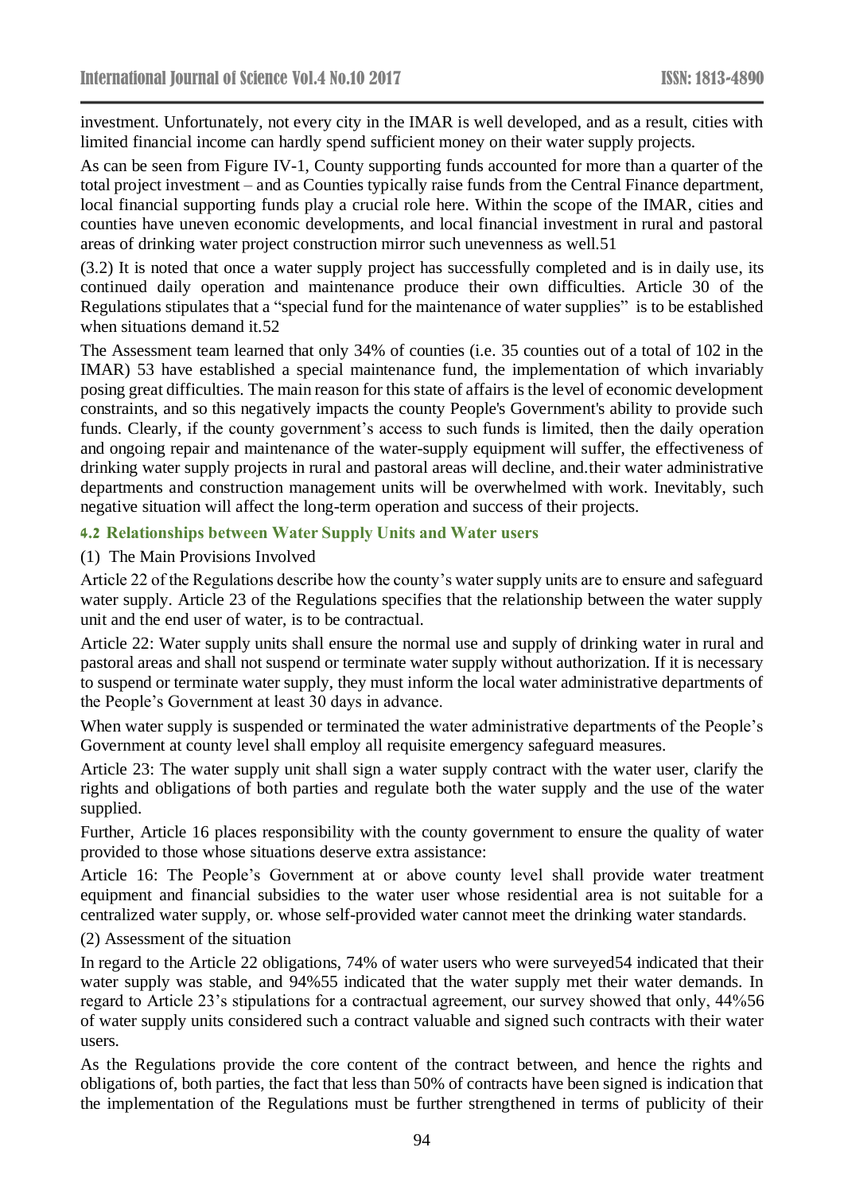investment. Unfortunately, not every city in the IMAR is well developed, and as a result, cities with limited financial income can hardly spend sufficient money on their water supply projects.

As can be seen from Figure IV-1, County supporting funds accounted for more than a quarter of the total project investment – and as Counties typically raise funds from the Central Finance department, local financial supporting funds play a crucial role here. Within the scope of the IMAR, cities and counties have uneven economic developments, and local financial investment in rural and pastoral areas of drinking water project construction mirror such unevenness as well.51

(3.2) It is noted that once a water supply project has successfully completed and is in daily use, its continued daily operation and maintenance produce their own difficulties. Article 30 of the Regulations stipulates that a "special fund for the maintenance of water supplies" is to be established when situations demand it.52

The Assessment team learned that only 34% of counties (i.e. 35 counties out of a total of 102 in the IMAR) 53 have established a special maintenance fund, the implementation of which invariably posing great difficulties. The main reason for this state of affairs is the level of economic development constraints, and so this negatively impacts the county People's Government's ability to provide such funds. Clearly, if the county government's access to such funds is limited, then the daily operation and ongoing repair and maintenance of the water-supply equipment will suffer, the effectiveness of drinking water supply projects in rural and pastoral areas will decline, and.their water administrative departments and construction management units will be overwhelmed with work. Inevitably, such negative situation will affect the long-term operation and success of their projects.

### 4.2 Relationships between Water Supply Units and Water users

(1) The Main Provisions Involved

Article 22 of the Regulations describe how the county's water supply units are to ensure and safeguard water supply. Article 23 of the Regulations specifies that the relationship between the water supply unit and the end user of water, is to be contractual.

Article 22: Water supply units shall ensure the normal use and supply of drinking water in rural and pastoral areas and shall not suspend or terminate water supply without authorization. If it is necessary to suspend or terminate water supply, they must inform the local water administrative departments of the People's Government at least 30 days in advance.

When water supply is suspended or terminated the water administrative departments of the People's Government at county level shall employ all requisite emergency safeguard measures.

Article 23: The water supply unit shall sign a water supply contract with the water user, clarify the rights and obligations of both parties and regulate both the water supply and the use of the water supplied.

Further, Article 16 places responsibility with the county government to ensure the quality of water provided to those whose situations deserve extra assistance:

Article 16: The People's Government at or above county level shall provide water treatment equipment and financial subsidies to the water user whose residential area is not suitable for a centralized water supply, or. whose self-provided water cannot meet the drinking water standards.

(2) Assessment of the situation

In regard to the Article 22 obligations, 74% of water users who were surveyed54 indicated that their water supply was stable, and 94%55 indicated that the water supply met their water demands. In regard to Article 23's stipulations for a contractual agreement, our survey showed that only, 44%56 of water supply units considered such a contract valuable and signed such contracts with their water users.

As the Regulations provide the core content of the contract between, and hence the rights and obligations of, both parties, the fact that less than 50% of contracts have been signed is indication that the implementation of the Regulations must be further strengthened in terms of publicity of their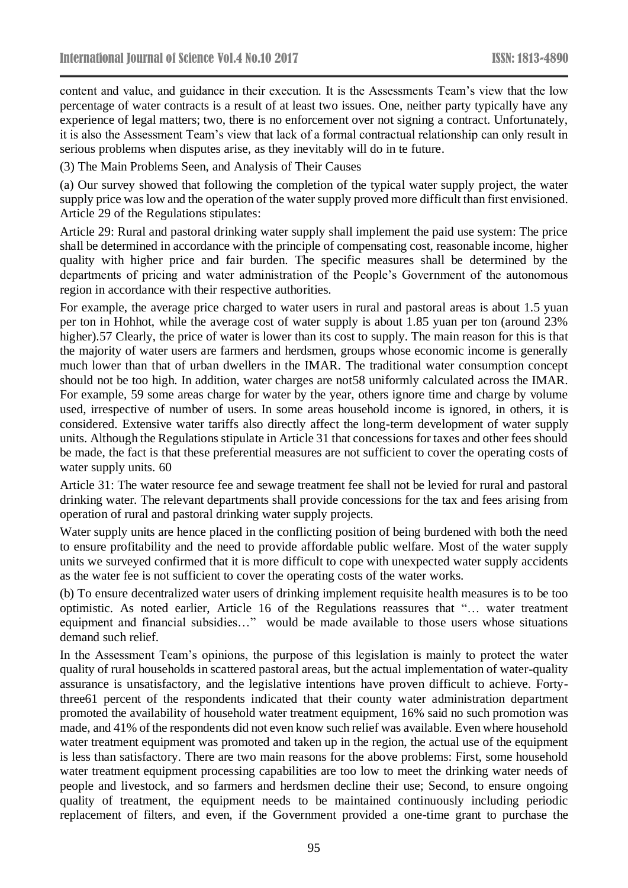content and value, and guidance in their execution. It is the Assessments Team's view that the low percentage of water contracts is a result of at least two issues. One, neither party typically have any experience of legal matters; two, there is no enforcement over not signing a contract. Unfortunately, it is also the Assessment Team's view that lack of a formal contractual relationship can only result in serious problems when disputes arise, as they inevitably will do in te future.

(3) The Main Problems Seen, and Analysis of Their Causes

(a) Our survey showed that following the completion of the typical water supply project, the water supply price was low and the operation of the water supply proved more difficult than first envisioned. Article 29 of the Regulations stipulates:

Article 29: Rural and pastoral drinking water supply shall implement the paid use system: The price shall be determined in accordance with the principle of compensating cost, reasonable income, higher quality with higher price and fair burden. The specific measures shall be determined by the departments of pricing and water administration of the People's Government of the autonomous region in accordance with their respective authorities.

For example, the average price charged to water users in rural and pastoral areas is about 1.5 yuan per ton in Hohhot, while the average cost of water supply is about 1.85 yuan per ton (around 23% higher).57 Clearly, the price of water is lower than its cost to supply. The main reason for this is that the majority of water users are farmers and herdsmen, groups whose economic income is generally much lower than that of urban dwellers in the IMAR. The traditional water consumption concept should not be too high. In addition, water charges are not58 uniformly calculated across the IMAR. For example, 59 some areas charge for water by the year, others ignore time and charge by volume used, irrespective of number of users. In some areas household income is ignored, in others, it is considered. Extensive water tariffs also directly affect the long-term development of water supply units. Although the Regulations stipulate in Article 31 that concessions for taxes and other fees should be made, the fact is that these preferential measures are not sufficient to cover the operating costs of water supply units. 60

Article 31: The water resource fee and sewage treatment fee shall not be levied for rural and pastoral drinking water. The relevant departments shall provide concessions for the tax and fees arising from operation of rural and pastoral drinking water supply projects.

Water supply units are hence placed in the conflicting position of being burdened with both the need to ensure profitability and the need to provide affordable public welfare. Most of the water supply units we surveyed confirmed that it is more difficult to cope with unexpected water supply accidents as the water fee is not sufficient to cover the operating costs of the water works.

(b) To ensure decentralized water users of drinking implement requisite health measures is to be too optimistic. As noted earlier, Article 16 of the Regulations reassures that "… water treatment equipment and financial subsidies…" would be made available to those users whose situations demand such relief.

In the Assessment Team's opinions, the purpose of this legislation is mainly to protect the water quality of rural households in scattered pastoral areas, but the actual implementation of water-quality assurance is unsatisfactory, and the legislative intentions have proven difficult to achieve. Forty-three61 percent of the respondents indicated that their county water administration department promoted the availability of household water treatment equipment, 16% said no such promotion was made, and 41% of the respondents did not even know such relief was available. Even where household water treatment equipment was promoted and taken up in the region, the actual use of the equipment is less than satisfactory. There are two main reasons for the above problems: First, some household water treatment equipment processing capabilities are too low to meet the drinking water needs of people and livestock, and so farmers and herdsmen decline their use; Second, to ensure ongoing quality of treatment, the equipment needs to be maintained continuously including periodic replacement of filters, and even, if the Government provided a one-time grant to purchase the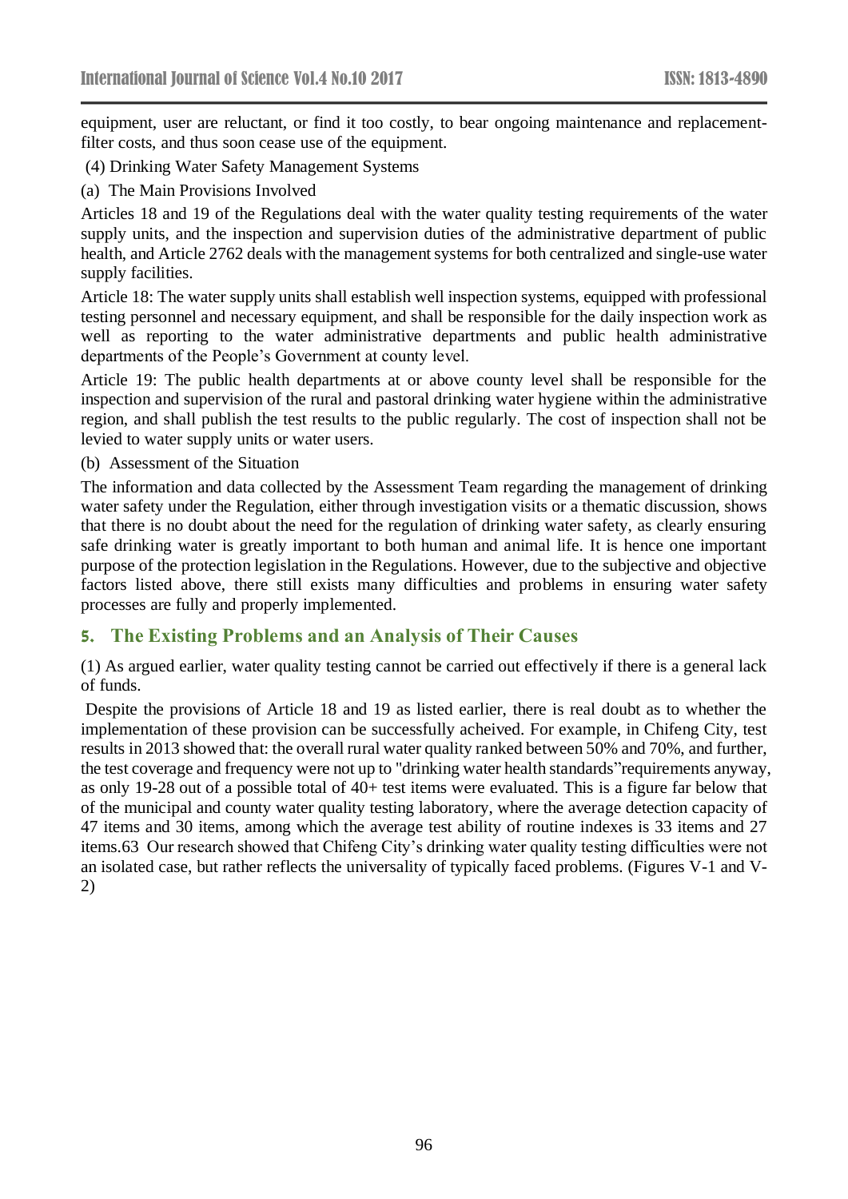equipment, user are reluctant, or find it too costly, to bear ongoing maintenance and replacement-filter costs, and thus soon cease use of the equipment.

(4) Drinking Water Safety Management Systems

(a) The Main Provisions Involved

Articles 18 and 19 of the Regulations deal with the water quality testing requirements of the water supply units, and the inspection and supervision duties of the administrative department of public health, and Article 27[62] deals with the management systems for both centralized and single-use water supply facilities.

Article 18: The water supply units shall establish well inspection systems, equipped with professional testing personnel and necessary equipment, and shall be responsible for the daily inspection work as well as reporting to the water administrative departments and public health administrative departments of the People's Government at county level.

Article 19: The public health departments at or above county level shall be responsible for the inspection and supervision of the rural and pastoral drinking water hygiene within the administrative region, and shall publish the test results to the public regularly. The cost of inspection shall not be levied to water supply units or water users.

(b) Assessment of the Situation

The information and data collected by the Assessment Team regarding the management of drinking water safety under the Regulation, either through investigation visits or a thematic discussion, shows that there is no doubt about the need for the regulation of drinking water safety, as clearly ensuring safe drinking water is greatly important to both human and animal life. It is hence one important purpose of the protection legislation in the Regulations. However, due to the subjective and objective factors listed above, there still exists many difficulties and problems in ensuring water safety processes are fully and properly implemented.

## 5. The Existing Problems and an Analysis of Their Causes

(1) As argued earlier, water quality testing cannot be carried out effectively if there is a general lack of funds.

Despite the provisions of Article 18 and 19 as listed earlier, there is real doubt as to whether the implementation of these provision can be successfully acheived. For example, in Chifeng City, test results in 2013 showed that: the overall rural water quality ranked between 50% and 70%, and further, the test coverage and frequency were not up to "drinking water health standards"requirements anyway, as only 19-28 out of a possible total of 40+ test items were evaluated. This is a figure far below that of the municipal and county water quality testing laboratory, where the average detection capacity of 47 items and 30 items, among which the average test ability of routine indexes is 33 items and 27 items.[63] Our research showed that Chifeng City's drinking water quality testing difficulties were not an isolated case, but rather reflects the universality of typically faced problems. (Figures V-1 and V-2)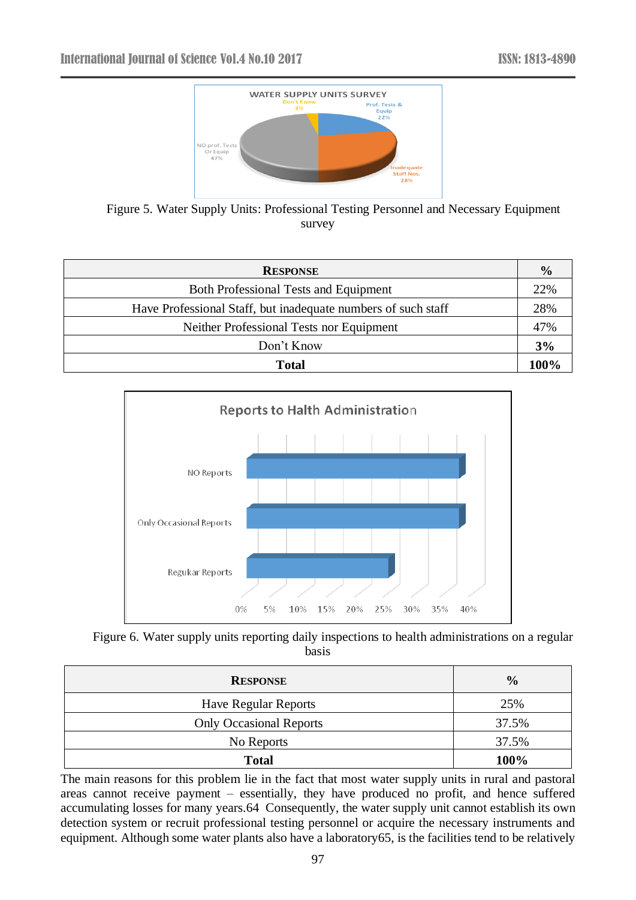Figure 5. Water Supply Units: Professional Testing Personnel and Necessary Equipment survey

| **RESPONSE** | **%** |
|---|---|
| Both Professional Tests and Equipment | 22% |
| Have Professional Staff, but inadequate numbers of such staff | 28% |
| Neither Professional Tests nor Equipment | 47% |
| Don't Know | **3%** |
| **Total** | **100%** |

Figure 6. Water supply units reporting daily inspections to health administrations on a regular basis

| **RESPONSE** | **%** |
|---|---|
| Have Regular Reports | 25% |
| Only Occasional Reports | 37.5% |
| No Reports | 37.5% |
| **Total** | **100%** |

The main reasons for this problem lie in the fact that most water supply units in rural and pastoral areas cannot receive payment – essentially, they have produced no profit, and hence suffered accumulating losses for many years.64 Consequently, the water supply unit cannot establish its own detection system or recruit professional testing personnel or acquire the necessary instruments and equipment. Although some water plants also have a laboratory65, is the facilities tend to be relatively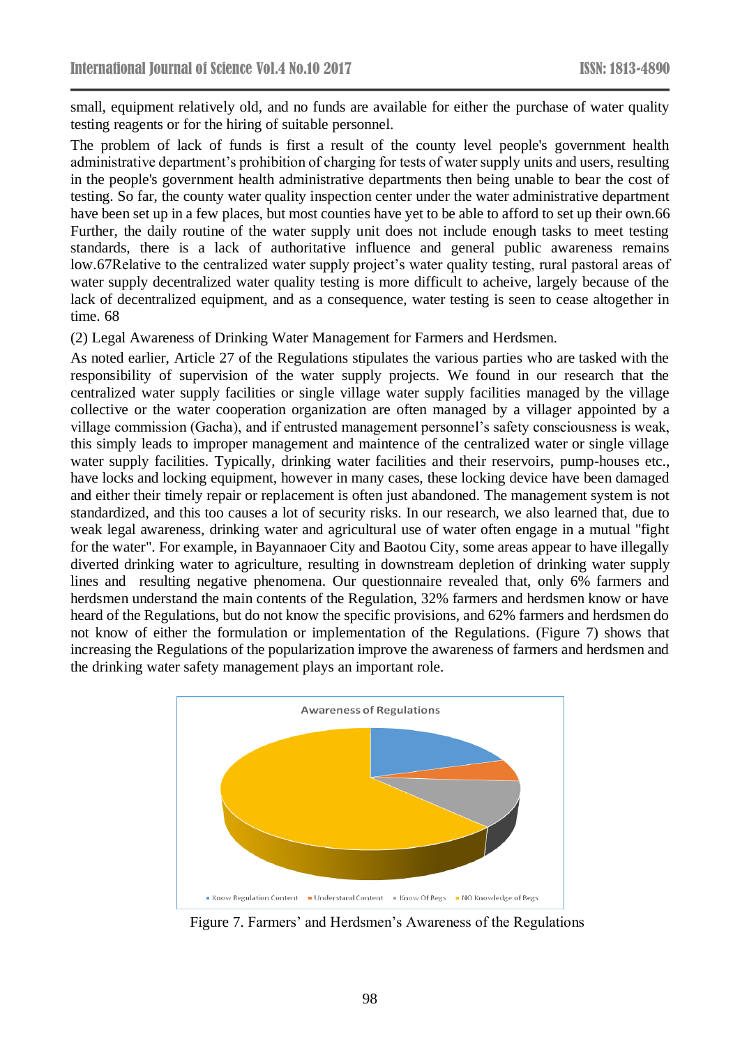small, equipment relatively old, and no funds are available for either the purchase of water quality testing reagents or for the hiring of suitable personnel.

The problem of lack of funds is first a result of the county level people's government health administrative department's prohibition of charging for tests of water supply units and users, resulting in the people's government health administrative departments then being unable to bear the cost of testing. So far, the county water quality inspection center under the water administrative department have been set up in a few places, but most counties have yet to be able to afford to set up their own.66 Further, the daily routine of the water supply unit does not include enough tasks to meet testing standards, there is a lack of authoritative influence and general public awareness remains low.67Relative to the centralized water supply project's water quality testing, rural pastoral areas of water supply decentralized water quality testing is more difficult to acheive, largely because of the lack of decentralized equipment, and as a consequence, water testing is seen to cease altogether in time. 68

(2) Legal Awareness of Drinking Water Management for Farmers and Herdsmen.

As noted earlier, Article 27 of the Regulations stipulates the various parties who are tasked with the responsibility of supervision of the water supply projects. We found in our research that the centralized water supply facilities or single village water supply facilities managed by the village collective or the water cooperation organization are often managed by a villager appointed by a village commission (Gacha), and if entrusted management personnel's safety consciousness is weak, this simply leads to improper management and maintence of the centralized water or single village water supply facilities. Typically, drinking water facilities and their reservoirs, pump-houses etc., have locks and locking equipment, however in many cases, these locking device have been damaged and either their timely repair or replacement is often just abandoned. The management system is not standardized, and this too causes a lot of security risks. In our research, we also learned that, due to weak legal awareness, drinking water and agricultural use of water often engage in a mutual "fight for the water". For example, in Bayannaoer City and Baotou City, some areas appear to have illegally diverted drinking water to agriculture, resulting in downstream depletion of drinking water supply lines and resulting negative phenomena. Our questionnaire revealed that, only 6% farmers and herdsmen understand the main contents of the Regulation, 32% farmers and herdsmen know or have heard of the Regulations, but do not know the specific provisions, and 62% farmers and herdsmen do not know of either the formulation or implementation of the Regulations. (Figure 7) shows that increasing the Regulations of the popularization improve the awareness of farmers and herdsmen and the drinking water safety management plays an important role.

Figure 7. Farmers' and Herdsmen's Awareness of the Regulations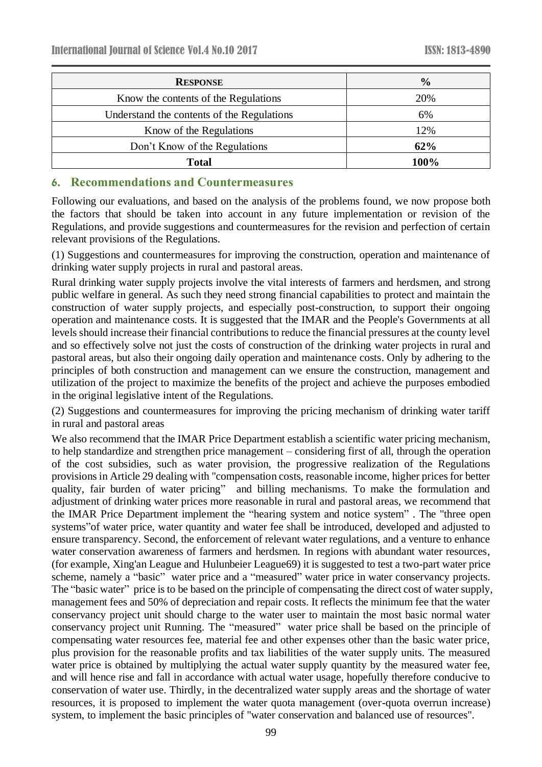| **RESPONSE** | **%** |
|---|---|
| Know the contents of the Regulations | 20% |
| Understand the contents of the Regulations | 6% |
| Know of the Regulations | 12% |
| Don't Know of the Regulations | **62%** |
| **Total** | **100%** |

## 6. Recommendations and Countermeasures

Following our evaluations, and based on the analysis of the problems found, we now propose both the factors that should be taken into account in any future implementation or revision of the Regulations, and provide suggestions and countermeasures for the revision and perfection of certain relevant provisions of the Regulations.

(1) Suggestions and countermeasures for improving the construction, operation and maintenance of drinking water supply projects in rural and pastoral areas.

Rural drinking water supply projects involve the vital interests of farmers and herdsmen, and strong public welfare in general. As such they need strong financial capabilities to protect and maintain the construction of water supply projects, and especially post-construction, to support their ongoing operation and maintenance costs. It is suggested that the IMAR and the People's Governments at all levels should increase their financial contributions to reduce the financial pressures at the county level and so effectively solve not just the costs of construction of the drinking water projects in rural and pastoral areas, but also their ongoing daily operation and maintenance costs. Only by adhering to the principles of both construction and management can we ensure the construction, management and utilization of the project to maximize the benefits of the project and achieve the purposes embodied in the original legislative intent of the Regulations.

(2) Suggestions and countermeasures for improving the pricing mechanism of drinking water tariff in rural and pastoral areas

We also recommend that the IMAR Price Department establish a scientific water pricing mechanism, to help standardize and strengthen price management – considering first of all, through the operation of the cost subsidies, such as water provision, the progressive realization of the Regulations provisions in Article 29 dealing with "compensation costs, reasonable income, higher prices for better quality, fair burden of water pricing" and billing mechanisms. To make the formulation and adjustment of drinking water prices more reasonable in rural and pastoral areas, we recommend that the IMAR Price Department implement the "hearing system and notice system" . The "three open systems"of water price, water quantity and water fee shall be introduced, developed and adjusted to ensure transparency. Second, the enforcement of relevant water regulations, and a venture to enhance water conservation awareness of farmers and herdsmen. In regions with abundant water resources, (for example, Xing'an League and Hulunbeier League69) it is suggested to test a two-part water price scheme, namely a "basic" water price and a "measured" water price in water conservancy projects. The "basic water" price is to be based on the principle of compensating the direct cost of water supply, management fees and 50% of depreciation and repair costs. It reflects the minimum fee that the water conservancy project unit should charge to the water user to maintain the most basic normal water conservancy project unit Running. The "measured" water price shall be based on the principle of compensating water resources fee, material fee and other expenses other than the basic water price, plus provision for the reasonable profits and tax liabilities of the water supply units. The measured water price is obtained by multiplying the actual water supply quantity by the measured water fee, and will hence rise and fall in accordance with actual water usage, hopefully therefore conducive to conservation of water use. Thirdly, in the decentralized water supply areas and the shortage of water resources, it is proposed to implement the water quota management (over-quota overrun increase) system, to implement the basic principles of "water conservation and balanced use of resources".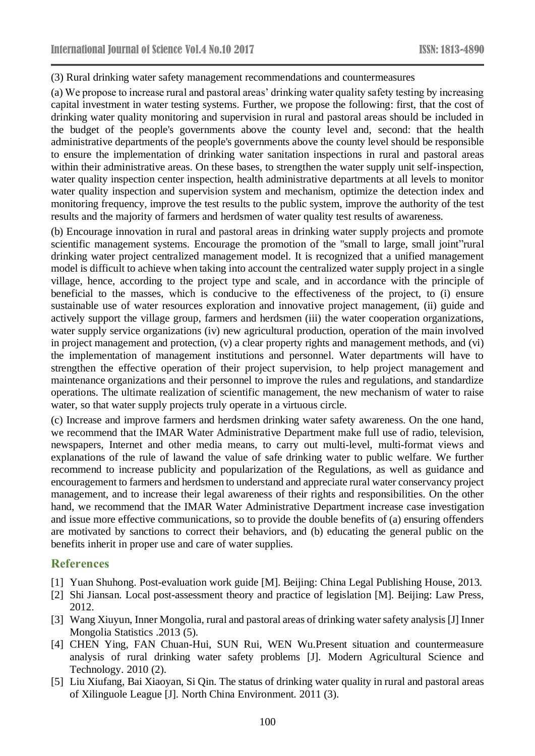(3) Rural drinking water safety management recommendations and countermeasures

(a) We propose to increase rural and pastoral areas' drinking water quality safety testing by increasing capital investment in water testing systems. Further, we propose the following: first, that the cost of drinking water quality monitoring and supervision in rural and pastoral areas should be included in the budget of the people's governments above the county level and, second: that the health administrative departments of the people's governments above the county level should be responsible to ensure the implementation of drinking water sanitation inspections in rural and pastoral areas within their administrative areas. On these bases, to strengthen the water supply unit self-inspection, water quality inspection center inspection, health administrative departments at all levels to monitor water quality inspection and supervision system and mechanism, optimize the detection index and monitoring frequency, improve the test results to the public system, improve the authority of the test results and the majority of farmers and herdsmen of water quality test results of awareness.

(b) Encourage innovation in rural and pastoral areas in drinking water supply projects and promote scientific management systems. Encourage the promotion of the "small to large, small joint"rural drinking water project centralized management model. It is recognized that a unified management model is difficult to achieve when taking into account the centralized water supply project in a single village, hence, according to the project type and scale, and in accordance with the principle of beneficial to the masses, which is conducive to the effectiveness of the project, to (i) ensure sustainable use of water resources exploration and innovative project management, (ii) guide and actively support the village group, farmers and herdsmen (iii) the water cooperation organizations, water supply service organizations (iv) new agricultural production, operation of the main involved in project management and protection, (v) a clear property rights and management methods, and (vi) the implementation of management institutions and personnel. Water departments will have to strengthen the effective operation of their project supervision, to help project management and maintenance organizations and their personnel to improve the rules and regulations, and standardize operations. The ultimate realization of scientific management, the new mechanism of water to raise water, so that water supply projects truly operate in a virtuous circle.

(c) Increase and improve farmers and herdsmen drinking water safety awareness. On the one hand, we recommend that the IMAR Water Administrative Department make full use of radio, television, newspapers, Internet and other media means, to carry out multi-level, multi-format views and explanations of the rule of lawand the value of safe drinking water to public welfare. We further recommend to increase publicity and popularization of the Regulations, as well as guidance and encouragement to farmers and herdsmen to understand and appreciate rural water conservancy project management, and to increase their legal awareness of their rights and responsibilities. On the other hand, we recommend that the IMAR Water Administrative Department increase case investigation and issue more effective communications, so to provide the double benefits of (a) ensuring offenders are motivated by sanctions to correct their behaviors, and (b) educating the general public on the benefits inherit in proper use and care of water supplies.

## References

[1] Yuan Shuhong. Post-evaluation work guide [M]. Beijing: China Legal Publishing House, 2013.

[2] Shi Jiansan. Local post-assessment theory and practice of legislation [M]. Beijing: Law Press, 2012.

[3] Wang Xiuyun, Inner Mongolia, rural and pastoral areas of drinking water safety analysis [J] Inner Mongolia Statistics .2013 (5).

[4] CHEN Ying, FAN Chuan-Hui, SUN Rui, WEN Wu.Present situation and countermeasure analysis of rural drinking water safety problems [J]. Modern Agricultural Science and Technology. 2010 (2).

[5] Liu Xiufang, Bai Xiaoyan, Si Qin. The status of drinking water quality in rural and pastoral areas of Xilinguole League [J]. North China Environment. 2011 (3).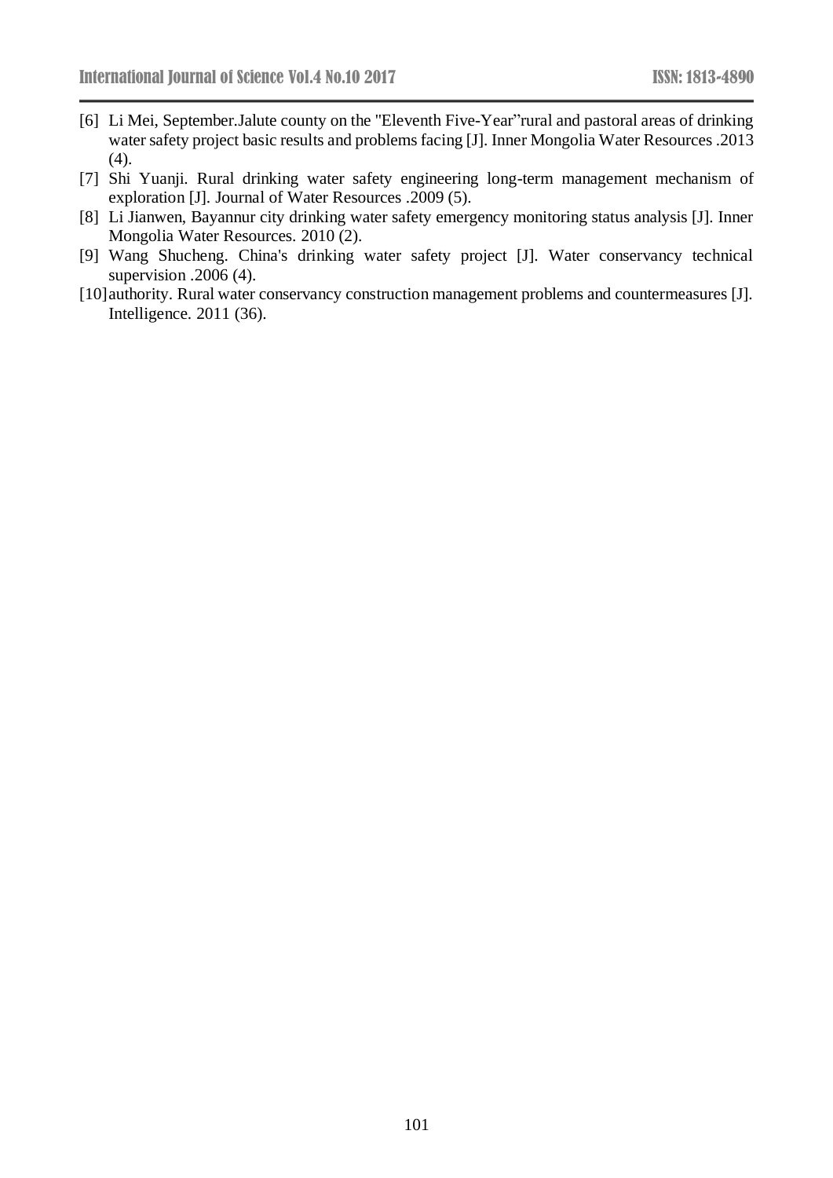[6] Li Mei, September.Jalute county on the "Eleventh Five-Year"rural and pastoral areas of drinking water safety project basic results and problems facing [J]. Inner Mongolia Water Resources .2013 (4).

[7] Shi Yuanji. Rural drinking water safety engineering long-term management mechanism of exploration [J]. Journal of Water Resources .2009 (5).

[8] Li Jianwen, Bayannur city drinking water safety emergency monitoring status analysis [J]. Inner Mongolia Water Resources. 2010 (2).

[9] Wang Shucheng. China's drinking water safety project [J]. Water conservancy technical supervision .2006 (4).

[10] authority. Rural water conservancy construction management problems and countermeasures [J]. Intelligence. 2011 (36).